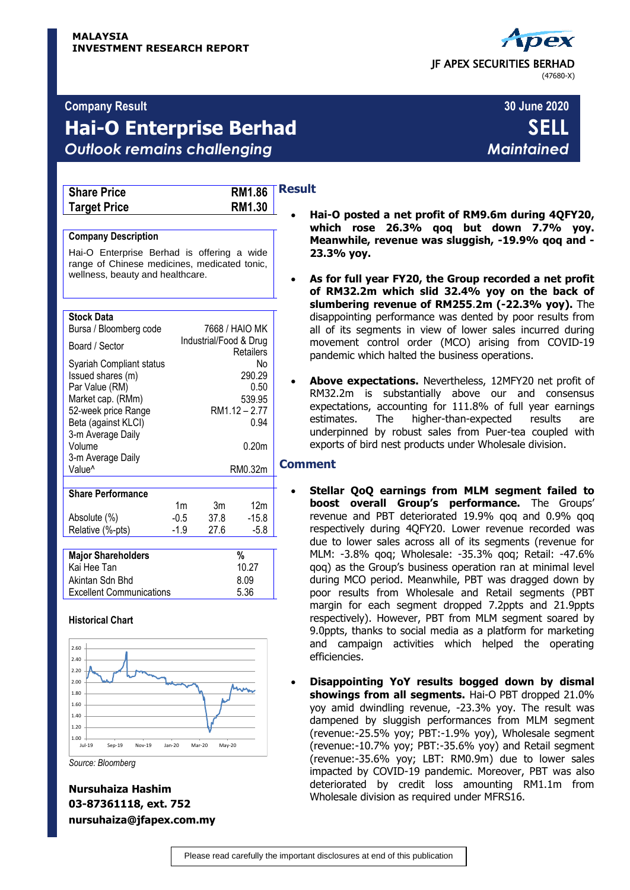**MALAYSIA**
**INVESTMENT RESEARCH REPORT**

JF APEX SECURITIES BERHAD
(47680-X)

**Company Result** — **30 June 2020**

# Hai-O Enterprise Berhad

***Outlook remains challenging***

**SELL**
*Maintained*

| Share Price | RM1.86 |
|---|---|
| Target Price | RM1.30 |

**Company Description**

Hai-O Enterprise Berhad is offering a wide range of Chinese medicines, medicated tonic, wellness, beauty and healthcare.

| Stock Data | |
|---|---|
| Bursa / Bloomberg code | 7668 / HAIO MK |
| Board / Sector | Industrial/Food & Drug Retailers |
| Syariah Compliant status | No |
| Issued shares (m) | 290.29 |
| Par Value (RM) | 0.50 |
| Market cap. (RMm) | 539.95 |
| 52-week price Range | RM1.12 – 2.77 |
| Beta (against KLCI) | 0.94 |
| 3-m Average Daily Volume | 0.20m |
| 3-m Average Daily Value^ | RM0.32m |

| Share Performance | 1m | 3m | 12m |
|---|---|---|---|
| Absolute (%) | -0.5 | 37.8 | -15.8 |
| Relative (%-pts) | -1.9 | 27.6 | -5.8 |

| Major Shareholders | % |
|---|---|
| Kai Hee Tan | 10.27 |
| Akintan Sdn Bhd | 8.09 |
| Excellent Communications | 5.36 |

**Historical Chart**

*Source: Bloomberg*

**Nursuhaiza Hashim**
**03-87361118, ext. 752**
**nursuhaiza@jfapex.com.my**

## Result

- **Hai-O posted a net profit of RM9.6m during 4QFY20, which rose 26.3% qoq but down 7.7% yoy. Meanwhile, revenue was sluggish, -19.9% qoq and -23.3% yoy.**

- **As for full year FY20, the Group recorded a net profit of RM32.2m which slid 32.4% yoy on the back of slumbering revenue of RM255.2m (-22.3% yoy).** The disappointing performance was dented by poor results from all of its segments in view of lower sales incurred during movement control order (MCO) arising from COVID-19 pandemic which halted the business operations.

- **Above expectations.** Nevertheless, 12MFY20 net profit of RM32.2m is substantially above our and consensus expectations, accounting for 111.8% of full year earnings estimates. The higher-than-expected results are underpinned by robust sales from Puer-tea coupled with exports of bird nest products under Wholesale division.

## Comment

- **Stellar QoQ earnings from MLM segment failed to boost overall Group's performance.** The Groups' revenue and PBT deteriorated 19.9% qoq and 0.9% qoq respectively during 4QFY20. Lower revenue recorded was due to lower sales across all of its segments (revenue for MLM: -3.8% qoq; Wholesale: -35.3% qoq; Retail: -47.6% qoq) as the Group's business operation ran at minimal level during MCO period. Meanwhile, PBT was dragged down by poor results from Wholesale and Retail segments (PBT margin for each segment dropped 7.2ppts and 21.9ppts respectively). However, PBT from MLM segment soared by 9.0ppts, thanks to social media as a platform for marketing and campaign activities which helped the operating efficiencies.

- **Disappointing YoY results bogged down by dismal showings from all segments.** Hai-O PBT dropped 21.0% yoy amid dwindling revenue, -23.3% yoy. The result was dampened by sluggish performances from MLM segment (revenue:-25.5% yoy; PBT:-1.9% yoy), Wholesale segment (revenue:-10.7% yoy; PBT:-35.6% yoy) and Retail segment (revenue:-35.6% yoy; LBT: RM0.9m) due to lower sales impacted by COVID-19 pandemic. Moreover, PBT was also deteriorated by credit loss amounting RM1.1m from Wholesale division as required under MFRS16.

Please read carefully the important disclosures at end of this publication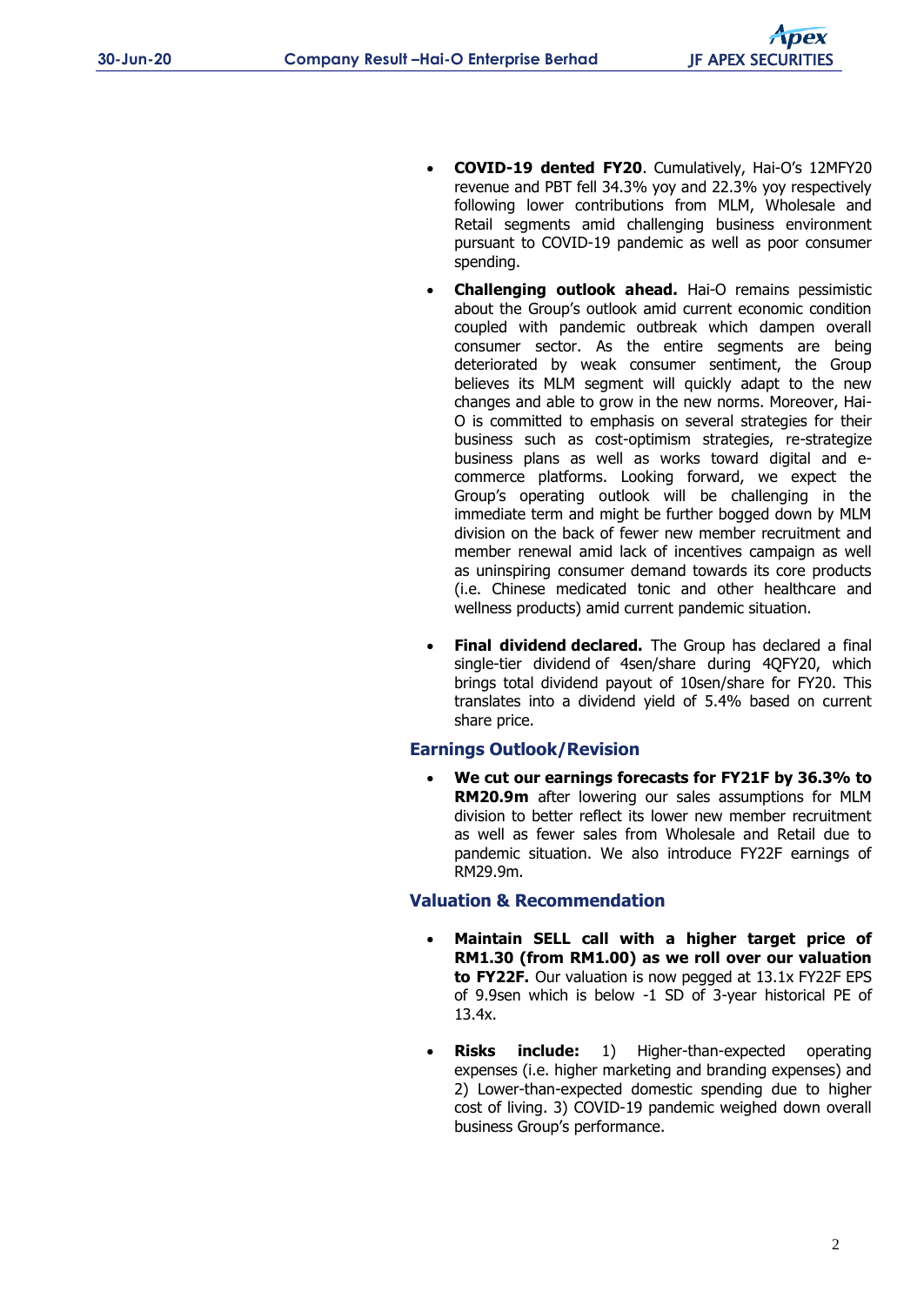- **COVID-19 dented FY20**. Cumulatively, Hai-O's 12MFY20 revenue and PBT fell 34.3% yoy and 22.3% yoy respectively following lower contributions from MLM, Wholesale and Retail segments amid challenging business environment pursuant to COVID-19 pandemic as well as poor consumer spending.

- **Challenging outlook ahead.** Hai-O remains pessimistic about the Group's outlook amid current economic condition coupled with pandemic outbreak which dampen overall consumer sector. As the entire segments are being deteriorated by weak consumer sentiment, the Group believes its MLM segment will quickly adapt to the new changes and able to grow in the new norms. Moreover, Hai-O is committed to emphasis on several strategies for their business such as cost-optimism strategies, re-strategize business plans as well as works toward digital and e-commerce platforms. Looking forward, we expect the Group's operating outlook will be challenging in the immediate term and might be further bogged down by MLM division on the back of fewer new member recruitment and member renewal amid lack of incentives campaign as well as uninspiring consumer demand towards its core products (i.e. Chinese medicated tonic and other healthcare and wellness products) amid current pandemic situation.

- **Final dividend declared.** The Group has declared a final single-tier dividend of 4sen/share during 4QFY20, which brings total dividend payout of 10sen/share for FY20. This translates into a dividend yield of 5.4% based on current share price.

## Earnings Outlook/Revision

- **We cut our earnings forecasts for FY21F by 36.3% to RM20.9m** after lowering our sales assumptions for MLM division to better reflect its lower new member recruitment as well as fewer sales from Wholesale and Retail due to pandemic situation. We also introduce FY22F earnings of RM29.9m.

## Valuation & Recommendation

- **Maintain SELL call with a higher target price of RM1.30 (from RM1.00) as we roll over our valuation to FY22F.** Our valuation is now pegged at 13.1x FY22F EPS of 9.9sen which is below -1 SD of 3-year historical PE of 13.4x.

- **Risks include:** 1) Higher-than-expected operating expenses (i.e. higher marketing and branding expenses) and 2) Lower-than-expected domestic spending due to higher cost of living. 3) COVID-19 pandemic weighed down overall business Group's performance.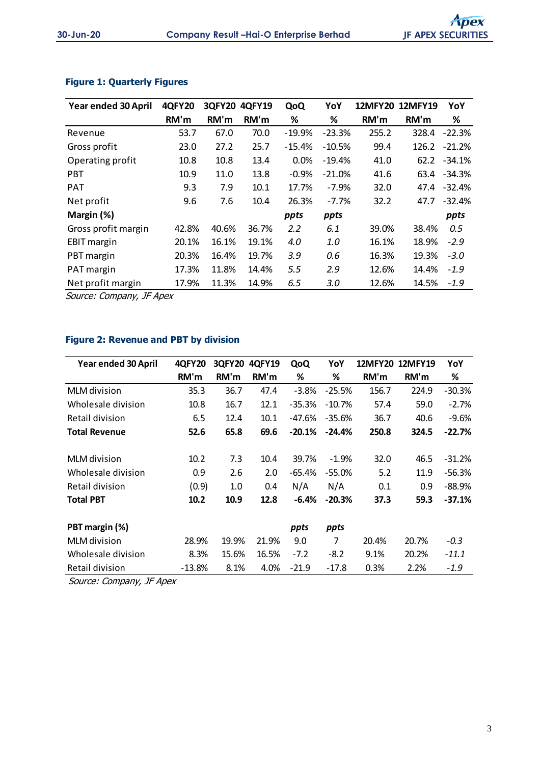**Figure 1: Quarterly Figures**

| Year ended 30 April | 4QFY20 | 3QFY20 | 4QFY19 | QoQ | YoY | 12MFY20 | 12MFY19 | YoY |
|---|---|---|---|---|---|---|---|---|
| | RM'm | RM'm | RM'm | % | % | RM'm | RM'm | % |
| Revenue | 53.7 | 67.0 | 70.0 | -19.9% | -23.3% | 255.2 | 328.4 | -22.3% |
| Gross profit | 23.0 | 27.2 | 25.7 | -15.4% | -10.5% | 99.4 | 126.2 | -21.2% |
| Operating profit | 10.8 | 10.8 | 13.4 | 0.0% | -19.4% | 41.0 | 62.2 | -34.1% |
| PBT | 10.9 | 11.0 | 13.8 | -0.9% | -21.0% | 41.6 | 63.4 | -34.3% |
| PAT | 9.3 | 7.9 | 10.1 | 17.7% | -7.9% | 32.0 | 47.4 | -32.4% |
| Net profit | 9.6 | 7.6 | 10.4 | 26.3% | -7.7% | 32.2 | 47.7 | -32.4% |
| **Margin (%)** | | | | *ppts* | *ppts* | | | *ppts* |
| Gross profit margin | 42.8% | 40.6% | 36.7% | *2.2* | *6.1* | 39.0% | 38.4% | *0.5* |
| EBIT margin | 20.1% | 16.1% | 19.1% | *4.0* | *1.0* | 16.1% | 18.9% | *-2.9* |
| PBT margin | 20.3% | 16.4% | 19.7% | *3.9* | *0.6* | 16.3% | 19.3% | *-3.0* |
| PAT margin | 17.3% | 11.8% | 14.4% | *5.5* | *2.9* | 12.6% | 14.4% | *-1.9* |
| Net profit margin | 17.9% | 11.3% | 14.9% | *6.5* | *3.0* | 12.6% | 14.5% | *-1.9* |

*Source: Company, JF Apex*

**Figure 2: Revenue and PBT by division**

| Year ended 30 April | 4QFY20 | 3QFY20 | 4QFY19 | QoQ | YoY | 12MFY20 | 12MFY19 | YoY |
|---|---|---|---|---|---|---|---|---|
| | RM'm | RM'm | RM'm | % | % | RM'm | RM'm | % |
| MLM division | 35.3 | 36.7 | 47.4 | -3.8% | -25.5% | 156.7 | 224.9 | -30.3% |
| Wholesale division | 10.8 | 16.7 | 12.1 | -35.3% | -10.7% | 57.4 | 59.0 | -2.7% |
| Retail division | 6.5 | 12.4 | 10.1 | -47.6% | -35.6% | 36.7 | 40.6 | -9.6% |
| **Total Revenue** | **52.6** | **65.8** | **69.6** | **-20.1%** | **-24.4%** | **250.8** | **324.5** | **-22.7%** |
| | | | | | | | | |
| MLM division | 10.2 | 7.3 | 10.4 | 39.7% | -1.9% | 32.0 | 46.5 | -31.2% |
| Wholesale division | 0.9 | 2.6 | 2.0 | -65.4% | -55.0% | 5.2 | 11.9 | -56.3% |
| Retail division | (0.9) | 1.0 | 0.4 | N/A | N/A | 0.1 | 0.9 | -88.9% |
| **Total PBT** | **10.2** | **10.9** | **12.8** | **-6.4%** | **-20.3%** | **37.3** | **59.3** | **-37.1%** |
| | | | | | | | | |
| **PBT margin (%)** | | | | *ppts* | *ppts* | | | |
| MLM division | 28.9% | 19.9% | 21.9% | 9.0 | 7 | 20.4% | 20.7% | *-0.3* |
| Wholesale division | 8.3% | 15.6% | 16.5% | -7.2 | -8.2 | 9.1% | 20.2% | *-11.1* |
| Retail division | -13.8% | 8.1% | 4.0% | -21.9 | -17.8 | 0.3% | 2.2% | *-1.9* |

*Source: Company, JF Apex*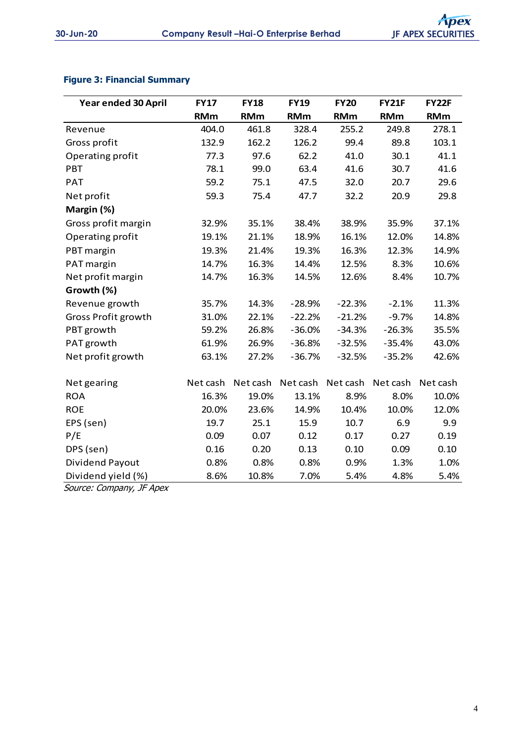**Figure 3: Financial Summary**

| Year ended 30 April | FY17 | FY18 | FY19 | FY20 | FY21F | FY22F |
|---|---|---|---|---|---|---|
| | RMm | RMm | RMm | RMm | RMm | RMm |
| Revenue | 404.0 | 461.8 | 328.4 | 255.2 | 249.8 | 278.1 |
| Gross profit | 132.9 | 162.2 | 126.2 | 99.4 | 89.8 | 103.1 |
| Operating profit | 77.3 | 97.6 | 62.2 | 41.0 | 30.1 | 41.1 |
| PBT | 78.1 | 99.0 | 63.4 | 41.6 | 30.7 | 41.6 |
| PAT | 59.2 | 75.1 | 47.5 | 32.0 | 20.7 | 29.6 |
| Net profit | 59.3 | 75.4 | 47.7 | 32.2 | 20.9 | 29.8 |
| **Margin (%)** | | | | | | |
| Gross profit margin | 32.9% | 35.1% | 38.4% | 38.9% | 35.9% | 37.1% |
| Operating profit | 19.1% | 21.1% | 18.9% | 16.1% | 12.0% | 14.8% |
| PBT margin | 19.3% | 21.4% | 19.3% | 16.3% | 12.3% | 14.9% |
| PAT margin | 14.7% | 16.3% | 14.4% | 12.5% | 8.3% | 10.6% |
| Net profit margin | 14.7% | 16.3% | 14.5% | 12.6% | 8.4% | 10.7% |
| **Growth (%)** | | | | | | |
| Revenue growth | 35.7% | 14.3% | -28.9% | -22.3% | -2.1% | 11.3% |
| Gross Profit growth | 31.0% | 22.1% | -22.2% | -21.2% | -9.7% | 14.8% |
| PBT growth | 59.2% | 26.8% | -36.0% | -34.3% | -26.3% | 35.5% |
| PAT growth | 61.9% | 26.9% | -36.8% | -32.5% | -35.4% | 43.0% |
| Net profit growth | 63.1% | 27.2% | -36.7% | -32.5% | -35.2% | 42.6% |
| | | | | | | |
| Net gearing | Net cash | Net cash | Net cash | Net cash | Net cash | Net cash |
| ROA | 16.3% | 19.0% | 13.1% | 8.9% | 8.0% | 10.0% |
| ROE | 20.0% | 23.6% | 14.9% | 10.4% | 10.0% | 12.0% |
| EPS (sen) | 19.7 | 25.1 | 15.9 | 10.7 | 6.9 | 9.9 |
| P/E | 0.09 | 0.07 | 0.12 | 0.17 | 0.27 | 0.19 |
| DPS (sen) | 0.16 | 0.20 | 0.13 | 0.10 | 0.09 | 0.10 |
| Dividend Payout | 0.8% | 0.8% | 0.8% | 0.9% | 1.3% | 1.0% |
| Dividend yield (%) | 8.6% | 10.8% | 7.0% | 5.4% | 4.8% | 5.4% |

*Source: Company, JF Apex*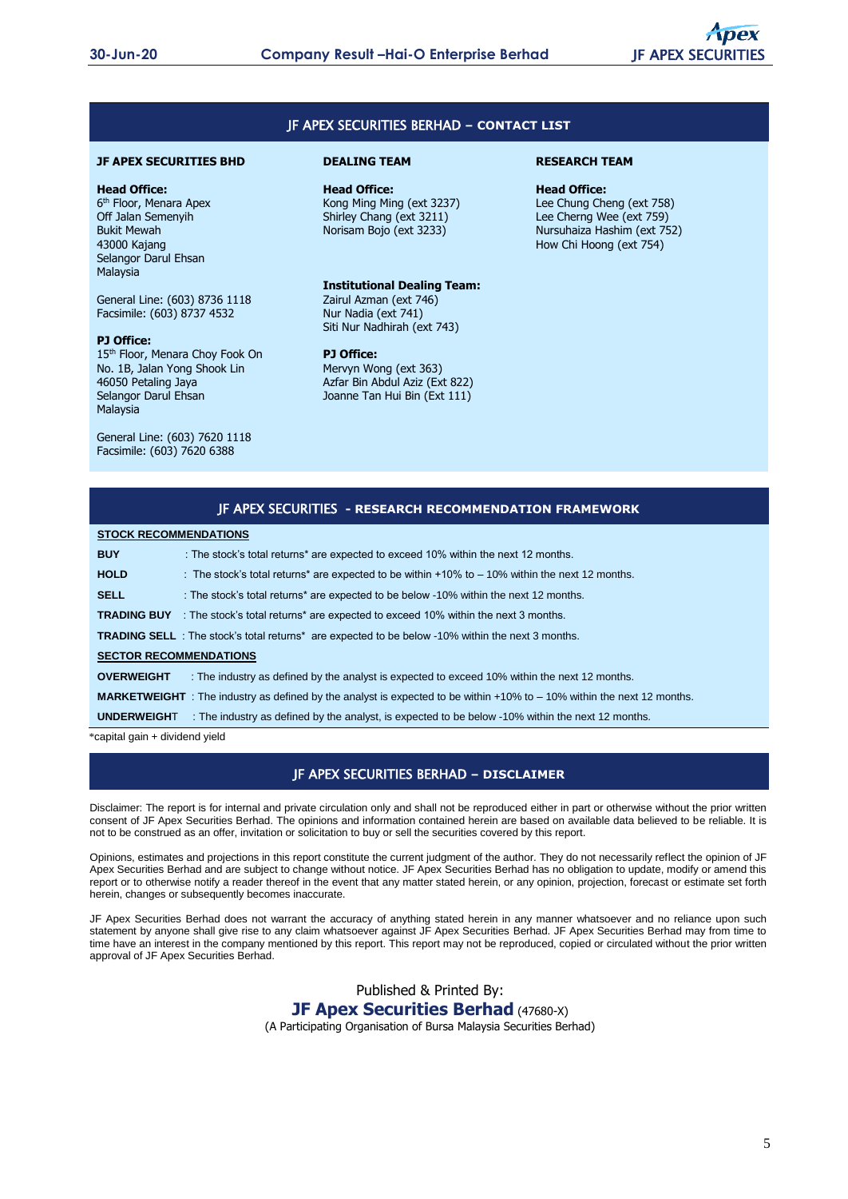## JF APEX SECURITIES BERHAD – CONTACT LIST

**JF APEX SECURITIES BHD**

**Head Office:**
6th Floor, Menara Apex
Off Jalan Semenyih
Bukit Mewah
43000 Kajang
Selangor Darul Ehsan
Malaysia

General Line: (603) 8736 1118
Facsimile: (603) 8737 4532

**PJ Office:**
15th Floor, Menara Choy Fook On
No. 1B, Jalan Yong Shook Lin
46050 Petaling Jaya
Selangor Darul Ehsan
Malaysia

General Line: (603) 7620 1118
Facsimile: (603) 7620 6388

**DEALING TEAM**

**Head Office:**
Kong Ming Ming (ext 3237)
Shirley Chang (ext 3211)
Norisam Bojo (ext 3233)

**Institutional Dealing Team:**
Zairul Azman (ext 746)
Nur Nadia (ext 741)
Siti Nur Nadhirah (ext 743)

**PJ Office:**
Mervyn Wong (ext 363)
Azfar Bin Abdul Aziz (Ext 822)
Joanne Tan Hui Bin (Ext 111)

**RESEARCH TEAM**

**Head Office:**
Lee Chung Cheng (ext 758)
Lee Cherng Wee (ext 759)
Nursuhaiza Hashim (ext 752)
How Chi Hoong (ext 754)

## JF APEX SECURITIES - RESEARCH RECOMMENDATION FRAMEWORK

**STOCK RECOMMENDATIONS**

**BUY** : The stock's total returns* are expected to exceed 10% within the next 12 months.

**HOLD** : The stock's total returns* are expected to be within +10% to – 10% within the next 12 months.

**SELL** : The stock's total returns* are expected to be below -10% within the next 12 months.

**TRADING BUY** : The stock's total returns* are expected to exceed 10% within the next 3 months.

**TRADING SELL** : The stock's total returns* are expected to be below -10% within the next 3 months.

**SECTOR RECOMMENDATIONS**

**OVERWEIGHT** : The industry as defined by the analyst is expected to exceed 10% within the next 12 months.

**MARKETWEIGHT** : The industry as defined by the analyst is expected to be within +10% to – 10% within the next 12 months.

**UNDERWEIGHT** : The industry as defined by the analyst, is expected to be below -10% within the next 12 months.

*capital gain + dividend yield

## JF APEX SECURITIES BERHAD – DISCLAIMER

Disclaimer: The report is for internal and private circulation only and shall not be reproduced either in part or otherwise without the prior written consent of JF Apex Securities Berhad. The opinions and information contained herein are based on available data believed to be reliable. It is not to be construed as an offer, invitation or solicitation to buy or sell the securities covered by this report.

Opinions, estimates and projections in this report constitute the current judgment of the author. They do not necessarily reflect the opinion of JF Apex Securities Berhad and are subject to change without notice. JF Apex Securities Berhad has no obligation to update, modify or amend this report or to otherwise notify a reader thereof in the event that any matter stated herein, or any opinion, projection, forecast or estimate set forth herein, changes or subsequently becomes inaccurate.

JF Apex Securities Berhad does not warrant the accuracy of anything stated herein in any manner whatsoever and no reliance upon such statement by anyone shall give rise to any claim whatsoever against JF Apex Securities Berhad. JF Apex Securities Berhad may from time to time have an interest in the company mentioned by this report. This report may not be reproduced, copied or circulated without the prior written approval of JF Apex Securities Berhad.

Published & Printed By:
**JF Apex Securities Berhad** (47680-X)
(A Participating Organisation of Bursa Malaysia Securities Berhad)